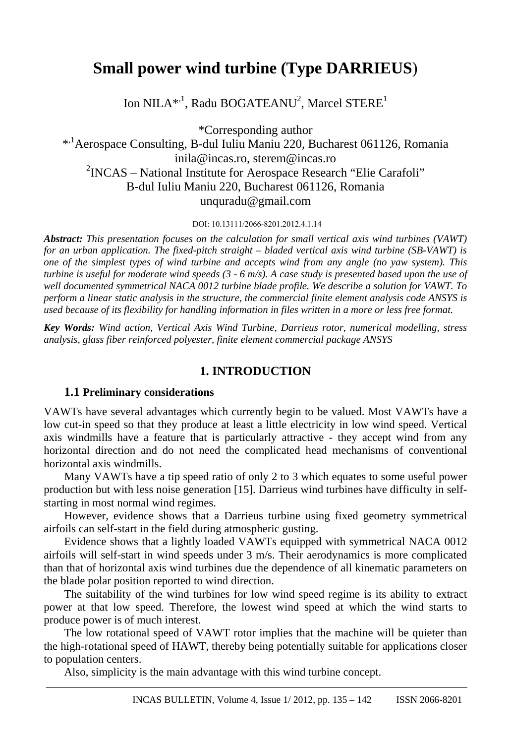# Small power wind turbine (Type DARRIEUS)

Ion NILA*[,1], Radu BOGATEANU[2], Marcel STERE[1]

*Corresponding author
*[,1]Aerospace Consulting, B-dul Iuliu Maniu 220, Bucharest 061126, Romania
inila@incas.ro, sterem@incas.ro
[2]INCAS – National Institute for Aerospace Research "Elie Carafoli"
B-dul Iuliu Maniu 220, Bucharest 061126, Romania
unquradu@gmail.com

DOI: 10.13111/2066-8201.2012.4.1.14

***Abstract:*** *This presentation focuses on the calculation for small vertical axis wind turbines (VAWT) for an urban application. The fixed-pitch straight – bladed vertical axis wind turbine (SB-VAWT) is one of the simplest types of wind turbine and accepts wind from any angle (no yaw system). This turbine is useful for moderate wind speeds (3 - 6 m/s). A case study is presented based upon the use of well documented symmetrical NACA 0012 turbine blade profile. We describe a solution for VAWT. To perform a linear static analysis in the structure, the commercial finite element analysis code ANSYS is used because of its flexibility for handling information in files written in a more or less free format.*

***Key Words:*** *Wind action, Vertical Axis Wind Turbine, Darrieus rotor, numerical modelling, stress analysis, glass fiber reinforced polyester, finite element commercial package ANSYS*

## 1. INTRODUCTION

### 1.1 Preliminary considerations

VAWTs have several advantages which currently begin to be valued. Most VAWTs have a low cut-in speed so that they produce at least a little electricity in low wind speed. Vertical axis windmills have a feature that is particularly attractive - they accept wind from any horizontal direction and do not need the complicated head mechanisms of conventional horizontal axis windmills.

Many VAWTs have a tip speed ratio of only 2 to 3 which equates to some useful power production but with less noise generation [15]. Darrieus wind turbines have difficulty in self-starting in most normal wind regimes.

However, evidence shows that a Darrieus turbine using fixed geometry symmetrical airfoils can self-start in the field during atmospheric gusting.

Evidence shows that a lightly loaded VAWTs equipped with symmetrical NACA 0012 airfoils will self-start in wind speeds under 3 m/s. Their aerodynamics is more complicated than that of horizontal axis wind turbines due the dependence of all kinematic parameters on the blade polar position reported to wind direction.

The suitability of the wind turbines for low wind speed regime is its ability to extract power at that low speed. Therefore, the lowest wind speed at which the wind starts to produce power is of much interest.

The low rotational speed of VAWT rotor implies that the machine will be quieter than the high-rotational speed of HAWT, thereby being potentially suitable for applications closer to population centers.

Also, simplicity is the main advantage with this wind turbine concept.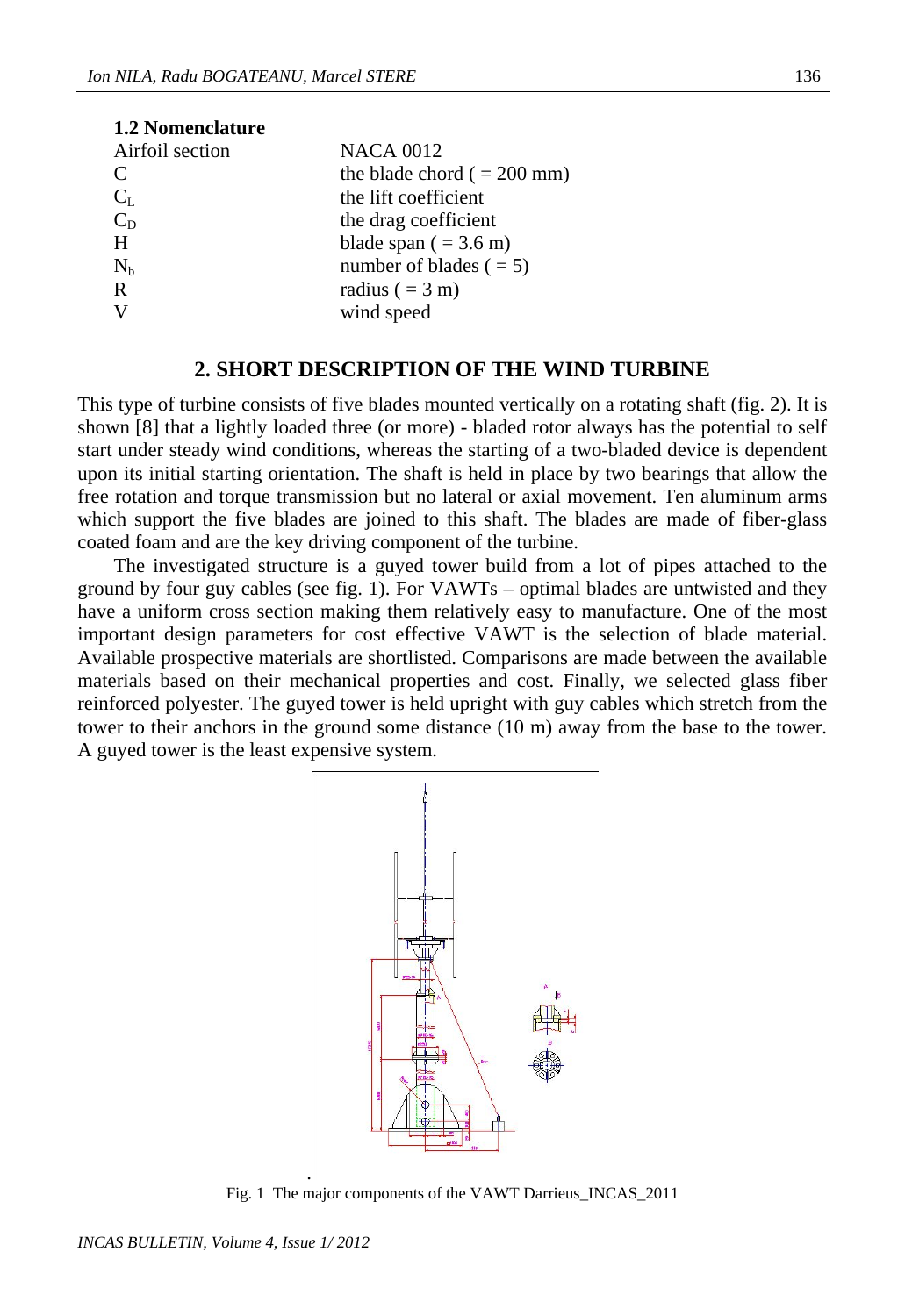### 1.2 Nomenclature

| | |
|---|---|
| Airfoil section | NACA 0012 |
| C | the blade chord ( = 200 mm) |
| $C_L$ | the lift coefficient |
| $C_D$ | the drag coefficient |
| H | blade span ( = 3.6 m) |
| $N_b$ | number of blades ( = 5) |
| R | radius ( = 3 m) |
| V | wind speed |

## 2. SHORT DESCRIPTION OF THE WIND TURBINE

This type of turbine consists of five blades mounted vertically on a rotating shaft (fig. 2). It is shown [8] that a lightly loaded three (or more) - bladed rotor always has the potential to self start under steady wind conditions, whereas the starting of a two-bladed device is dependent upon its initial starting orientation. The shaft is held in place by two bearings that allow the free rotation and torque transmission but no lateral or axial movement. Ten aluminum arms which support the five blades are joined to this shaft. The blades are made of fiber-glass coated foam and are the key driving component of the turbine.

The investigated structure is a guyed tower build from a lot of pipes attached to the ground by four guy cables (see fig. 1). For VAWTs – optimal blades are untwisted and they have a uniform cross section making them relatively easy to manufacture. One of the most important design parameters for cost effective VAWT is the selection of blade material. Available prospective materials are shortlisted. Comparisons are made between the available materials based on their mechanical properties and cost. Finally, we selected glass fiber reinforced polyester. The guyed tower is held upright with guy cables which stretch from the tower to their anchors in the ground some distance (10 m) away from the base to the tower. A guyed tower is the least expensive system.

Fig. 1 The major components of the VAWT Darrieus_INCAS_2011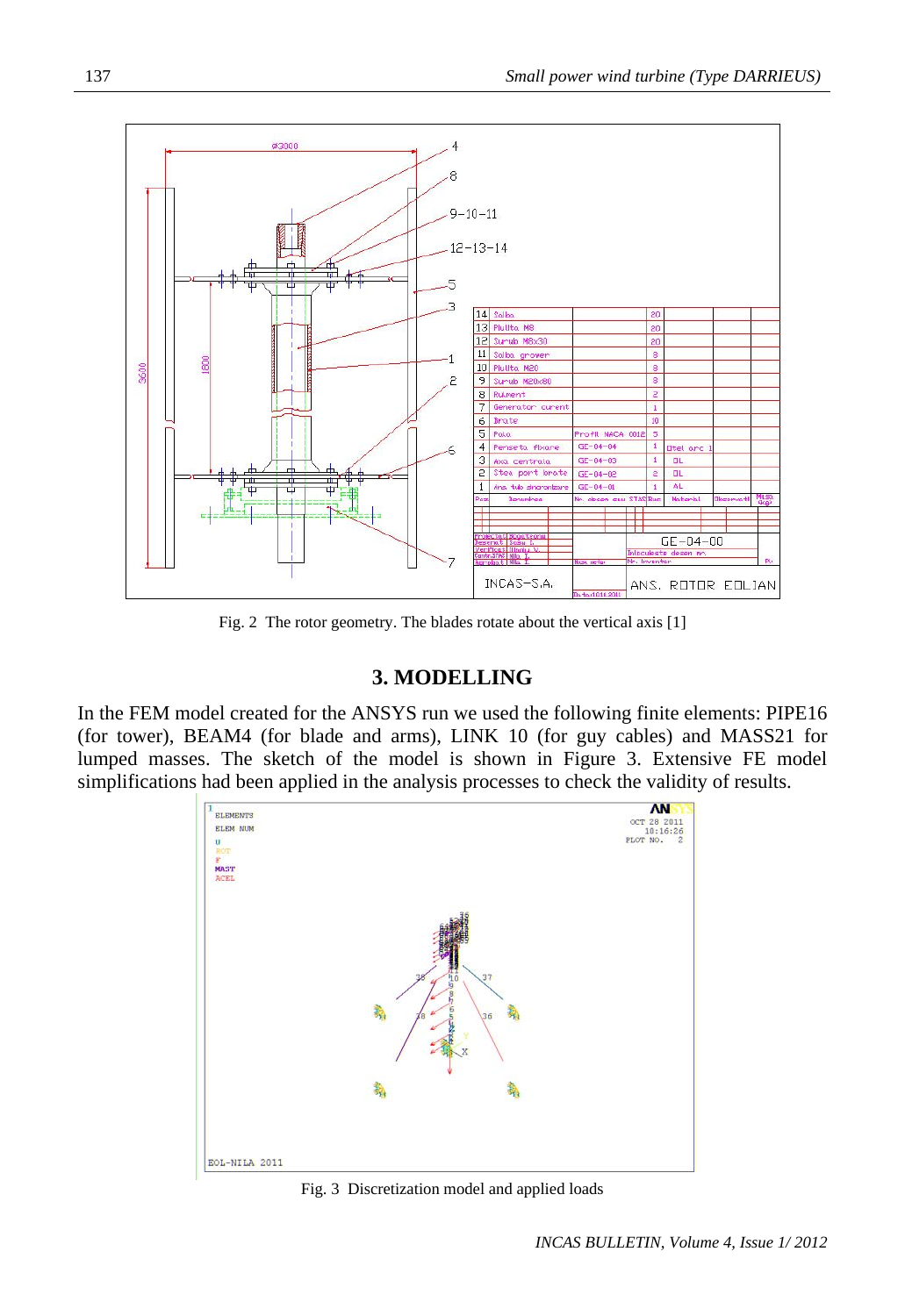Fig. 2 The rotor geometry. The blades rotate about the vertical axis [1]

## 3. MODELLING

In the FEM model created for the ANSYS run we used the following finite elements: PIPE16 (for tower), BEAM4 (for blade and arms), LINK 10 (for guy cables) and MASS21 for lumped masses. The sketch of the model is shown in Figure 3. Extensive FE model simplifications had been applied in the analysis processes to check the validity of results.

Fig. 3 Discretization model and applied loads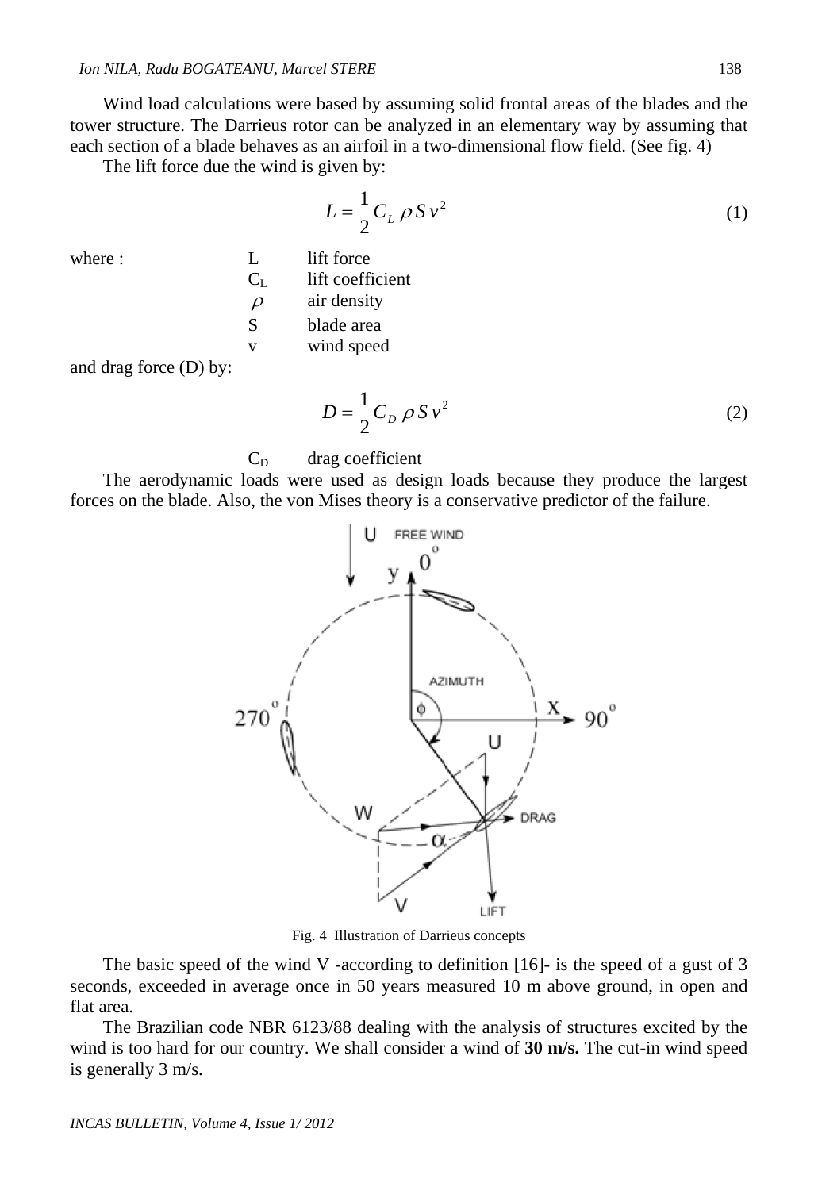Wind load calculations were based by assuming solid frontal areas of the blades and the tower structure. The Darrieus rotor can be analyzed in an elementary way by assuming that each section of a blade behaves as an airfoil in a two-dimensional flow field. (See fig. 4)

The lift force due the wind is given by:

$$L = \frac{1}{2} C_L \, \rho \, S \, v^2 \tag{1}$$

where :

- $L$ lift force
- $C_L$ lift coefficient
- $\rho$ air density
- $S$ blade area
- $v$ wind speed

and drag force (D) by:

$$D = \frac{1}{2} C_D \, \rho \, S \, v^2 \tag{2}$$

- $C_D$ drag coefficient

The aerodynamic loads were used as design loads because they produce the largest forces on the blade. Also, the von Mises theory is a conservative predictor of the failure.

Fig. 4 Illustration of Darrieus concepts

The basic speed of the wind V -according to definition [16]- is the speed of a gust of 3 seconds, exceeded in average once in 50 years measured 10 m above ground, in open and flat area.

The Brazilian code NBR 6123/88 dealing with the analysis of structures excited by the wind is too hard for our country. We shall consider a wind of **30 m/s.** The cut-in wind speed is generally 3 m/s.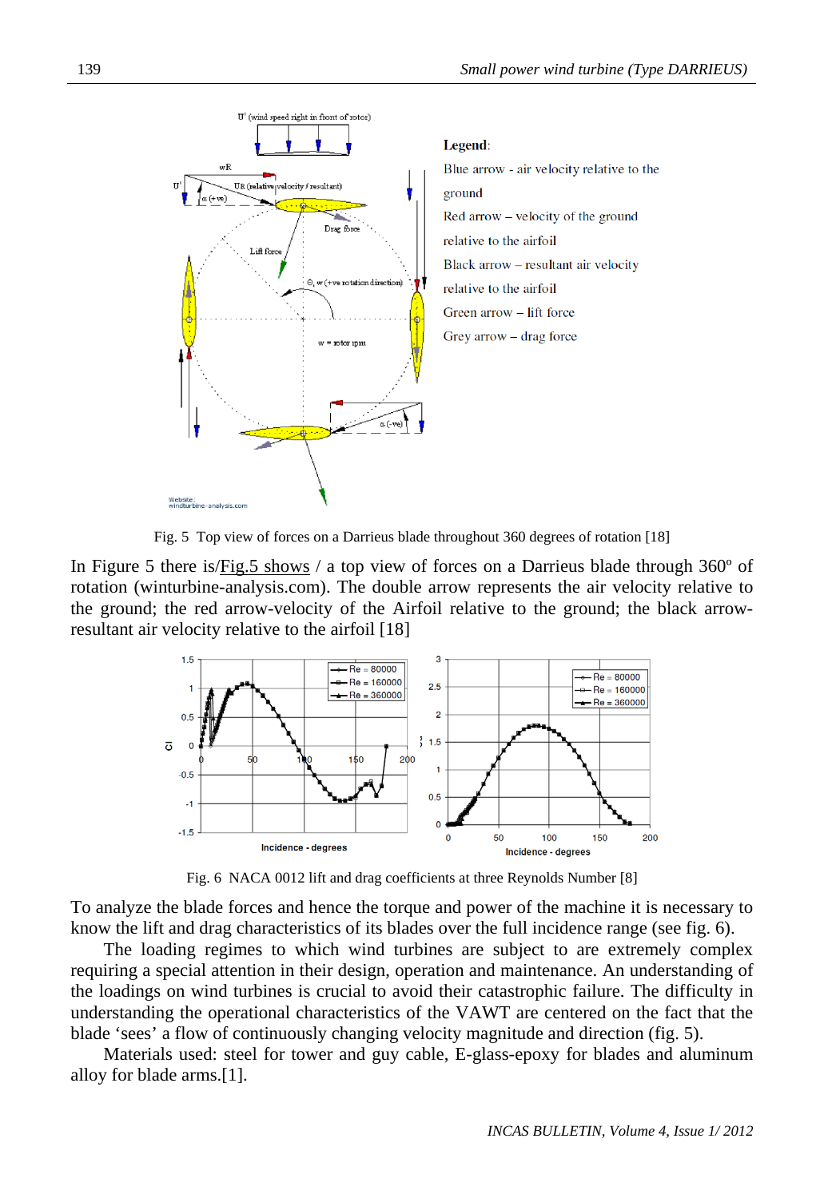Fig. 5 Top view of forces on a Darrieus blade throughout 360 degrees of rotation [18]

In Figure 5 there is/Fig.5 shows / a top view of forces on a Darrieus blade through 360º of rotation (winturbine-analysis.com). The double arrow represents the air velocity relative to the ground; the red arrow-velocity of the Airfoil relative to the ground; the black arrow-resultant air velocity relative to the airfoil [18]

Fig. 6 NACA 0012 lift and drag coefficients at three Reynolds Number [8]

To analyze the blade forces and hence the torque and power of the machine it is necessary to know the lift and drag characteristics of its blades over the full incidence range (see fig. 6).

The loading regimes to which wind turbines are subject to are extremely complex requiring a special attention in their design, operation and maintenance. An understanding of the loadings on wind turbines is crucial to avoid their catastrophic failure. The difficulty in understanding the operational characteristics of the VAWT are centered on the fact that the blade 'sees' a flow of continuously changing velocity magnitude and direction (fig. 5).

Materials used: steel for tower and guy cable, E-glass-epoxy for blades and aluminum alloy for blade arms.[1].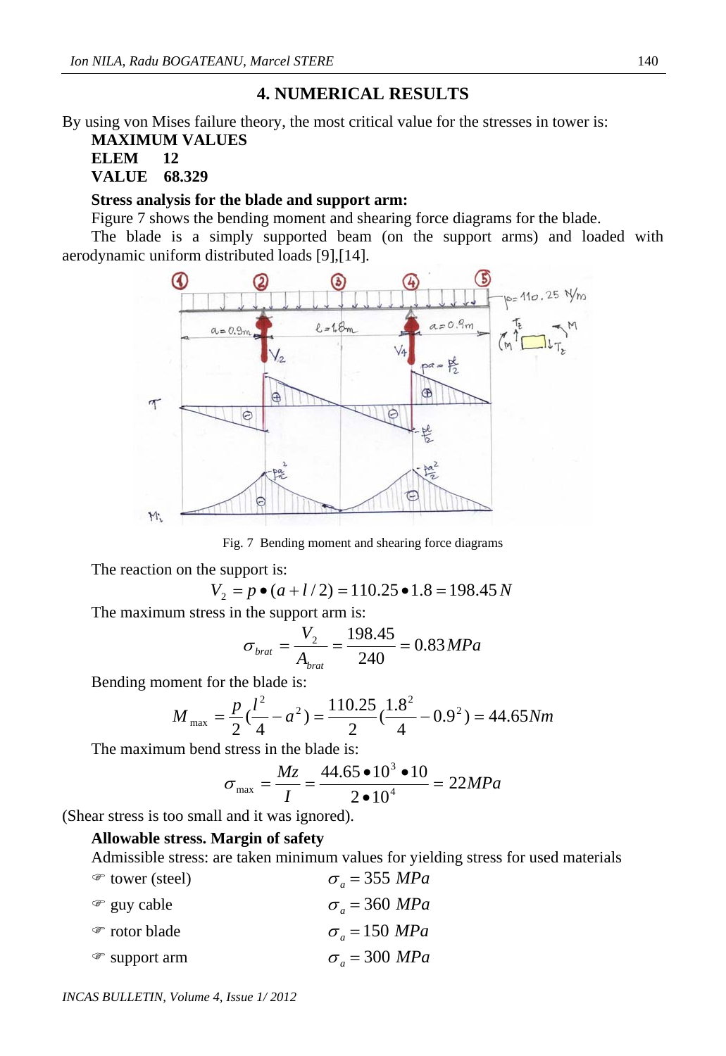## 4. NUMERICAL RESULTS

By using von Mises failure theory, the most critical value for the stresses in tower is:

**MAXIMUM VALUES**
**ELEM 12**
**VALUE 68.329**

**Stress analysis for the blade and support arm:**

Figure 7 shows the bending moment and shearing force diagrams for the blade.

The blade is a simply supported beam (on the support arms) and loaded with aerodynamic uniform distributed loads [9],[14].

Fig. 7 Bending moment and shearing force diagrams

The reaction on the support is:

$$V_2 = p \bullet (a + l/2) = 110.25 \bullet 1.8 = 198.45\,N$$

The maximum stress in the support arm is:

$$\sigma_{brat} = \frac{V_2}{A_{brat}} = \frac{198.45}{240} = 0.83\,MPa$$

Bending moment for the blade is:

$$M_{\max} = \frac{p}{2}\left(\frac{l^2}{4} - a^2\right) = \frac{110.25}{2}\left(\frac{1.8^2}{4} - 0.9^2\right) = 44.65Nm$$

The maximum bend stress in the blade is:

$$\sigma_{\max} = \frac{Mz}{I} = \frac{44.65 \bullet 10^3 \bullet 10}{2 \bullet 10^4} = 22MPa$$

(Shear stress is too small and it was ignored).

**Allowable stress. Margin of safety**

Admissible stress: are taken minimum values for yielding stress for used materials

- tower (steel) $\sigma_a = 355\ MPa$
- guy cable $\sigma_a = 360\ MPa$
- rotor blade $\sigma_a = 150\ MPa$
- support arm $\sigma_a = 300\ MPa$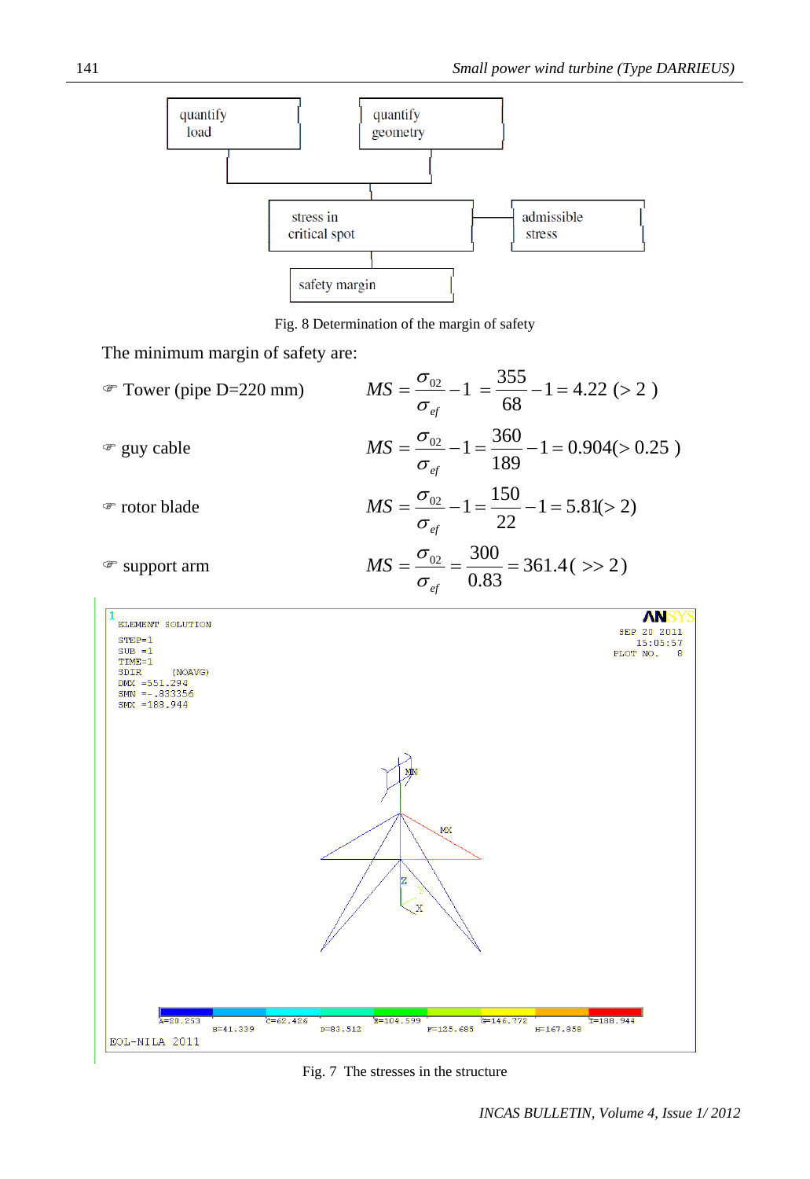Fig. 8 Determination of the margin of safety

The minimum margin of safety are:

- Tower (pipe D=220 mm) $MS = \frac{\sigma_{02}}{\sigma_{ef}} - 1 = \frac{355}{68} - 1 = 4.22 \ (> 2\ )$
- guy cable $MS = \frac{\sigma_{02}}{\sigma_{ef}} - 1 = \frac{360}{189} - 1 = 0.904 (> 0.25\ )$
- rotor blade $MS = \frac{\sigma_{02}}{\sigma_{ef}} - 1 = \frac{150}{22} - 1 = 5.81 (> 2)$
- support arm $MS = \frac{\sigma_{02}}{\sigma_{ef}} = \frac{300}{0.83} = 361.4 (\ >> 2\ )$

Fig. 7 The stresses in the structure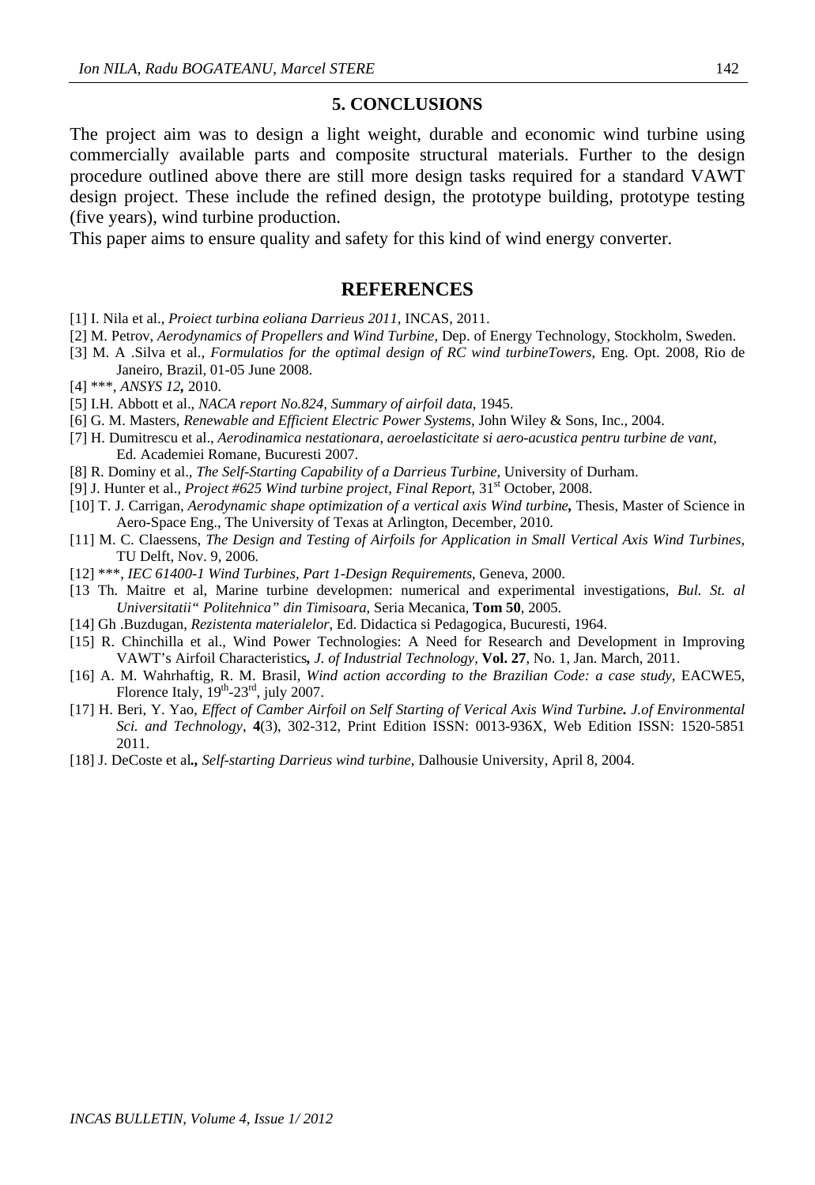## 5. CONCLUSIONS

The project aim was to design a light weight, durable and economic wind turbine using commercially available parts and composite structural materials. Further to the design procedure outlined above there are still more design tasks required for a standard VAWT design project. These include the refined design, the prototype building, prototype testing (five years), wind turbine production.

This paper aims to ensure quality and safety for this kind of wind energy converter.

## REFERENCES

[1] I. Nila et al., *Proiect turbina eoliana Darrieus 2011*, INCAS, 2011.

[2] M. Petrov, *Aerodynamics of Propellers and Wind Turbine*, Dep. of Energy Technology, Stockholm, Sweden.

[3] M. A .Silva et al., *Formulatios for the optimal design of RC wind turbineTowers*, Eng. Opt. 2008, Rio de Janeiro, Brazil, 01-05 June 2008.

[4] ***, *ANSYS 12***,** 2010.

[5] I.H. Abbott et al., *NACA report No.824, Summary of airfoil data*, 1945.

[6] G. M. Masters, *Renewable and Efficient Electric Power Systems*, John Wiley & Sons, Inc., 2004.

[7] H. Dumitrescu et al., *Aerodinamica nestationara, aeroelasticitate si aero-acustica pentru turbine de vant*, Ed. Academiei Romane, Bucuresti 2007.

[8] R. Dominy et al., *The Self-Starting Capability of a Darrieus Turbine*, University of Durham.

[9] J. Hunter et al., *Project #625 Wind turbine project, Final Report*, 31st October, 2008.

[10] T. J. Carrigan, *Aerodynamic shape optimization of a vertical axis Wind turbine***,** Thesis, Master of Science in Aero-Space Eng., The University of Texas at Arlington, December, 2010.

[11] M. C. Claessens, *The Design and Testing of Airfoils for Application in Small Vertical Axis Wind Turbines*, TU Delft, Nov. 9, 2006.

[12] ***, *IEC 61400-1 Wind Turbines, Part 1-Design Requirements*, Geneva, 2000.

[13 Th. Maitre et al, Marine turbine developmen: numerical and experimental investigations, *Bul. St. al Universitatii" Politehnica" din Timisoara*, Seria Mecanica, **Tom 50**, 2005.

[14] Gh .Buzdugan, *Rezistenta materialelor*, Ed. Didactica si Pedagogica, Bucuresti, 1964.

[15] R. Chinchilla et al., Wind Power Technologies: A Need for Research and Development in Improving VAWT's Airfoil Characteristics**,** *J. of Industrial Technology*, **Vol. 27**, No. 1, Jan. March, 2011.

[16] A. M. Wahrhaftig, R. M. Brasil, *Wind action according to the Brazilian Code: a case study*, EACWE5, Florence Italy, 19th-23rd, july 2007.

[17] H. Beri, Y. Yao, *Effect of Camber Airfoil on Self Starting of Verical Axis Wind Turbine. J.of Environmental Sci. and Technology*, **4**(3), 302-312, Print Edition ISSN: 0013-936X, Web Edition ISSN: 1520-5851 2011.

[18] J. DeCoste et al**.,** *Self-starting Darrieus wind turbine*, Dalhousie University, April 8, 2004.